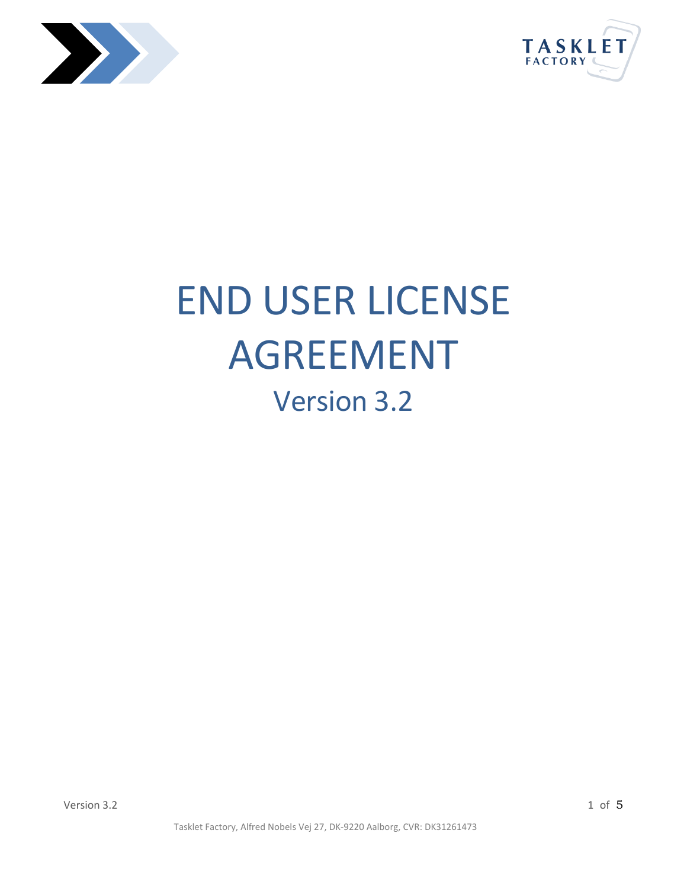# END USER LICENSE AGREEMENT

## Version 3.2

Tasklet Factory, Alfred Nobels Vej 27, DK-9220 Aalborg, CVR: DK31261473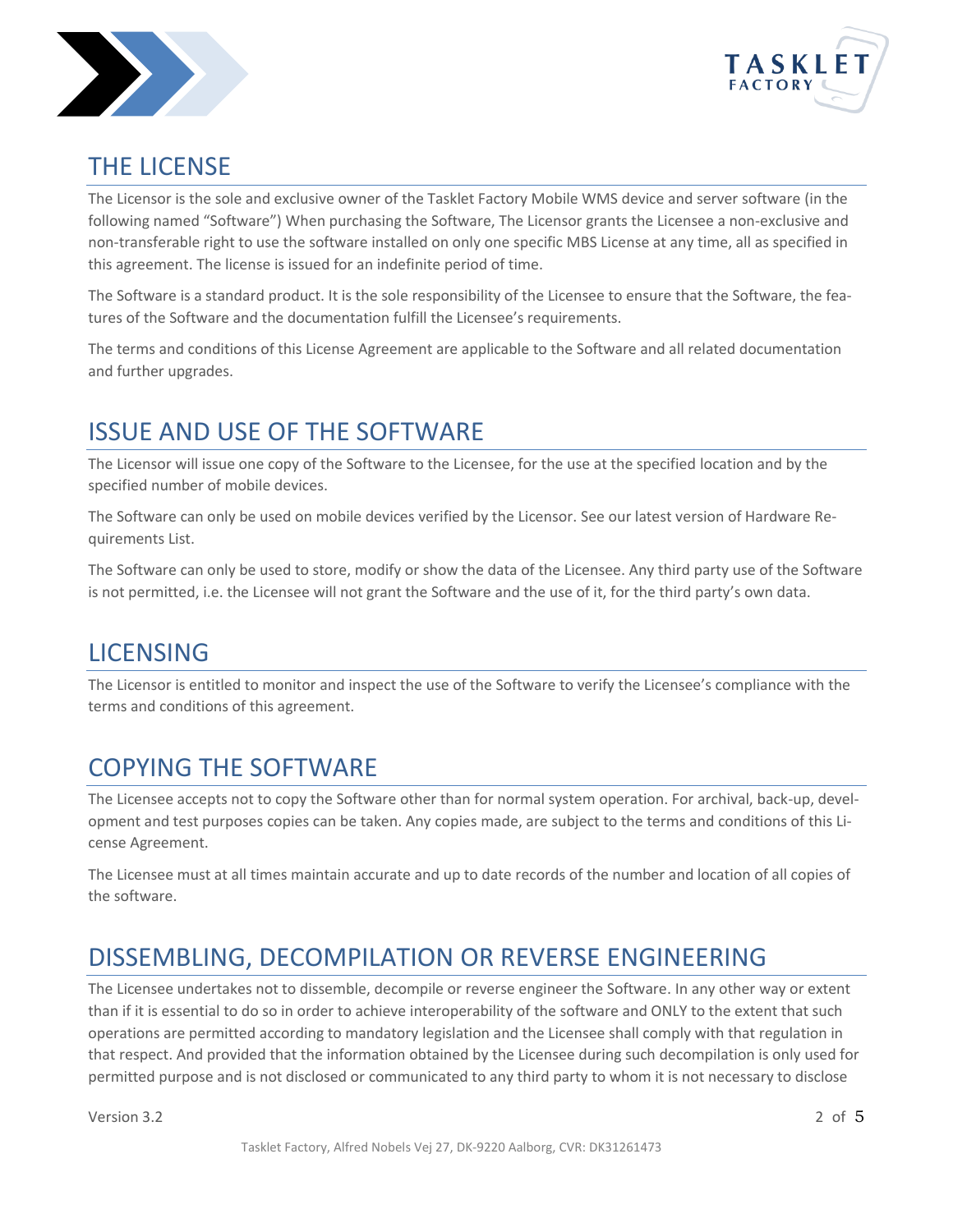## THE LICENSE

The Licensor is the sole and exclusive owner of the Tasklet Factory Mobile WMS device and server software (in the following named "Software") When purchasing the Software, The Licensor grants the Licensee a non-exclusive and non-transferable right to use the software installed on only one specific MBS License at any time, all as specified in this agreement. The license is issued for an indefinite period of time.

The Software is a standard product. It is the sole responsibility of the Licensee to ensure that the Software, the features of the Software and the documentation fulfill the Licensee's requirements.

The terms and conditions of this License Agreement are applicable to the Software and all related documentation and further upgrades.

## ISSUE AND USE OF THE SOFTWARE

The Licensor will issue one copy of the Software to the Licensee, for the use at the specified location and by the specified number of mobile devices.

The Software can only be used on mobile devices verified by the Licensor. See our latest version of Hardware Requirements List.

The Software can only be used to store, modify or show the data of the Licensee. Any third party use of the Software is not permitted, i.e. the Licensee will not grant the Software and the use of it, for the third party's own data.

## LICENSING

The Licensor is entitled to monitor and inspect the use of the Software to verify the Licensee's compliance with the terms and conditions of this agreement.

## COPYING THE SOFTWARE

The Licensee accepts not to copy the Software other than for normal system operation. For archival, back-up, development and test purposes copies can be taken. Any copies made, are subject to the terms and conditions of this License Agreement.

The Licensee must at all times maintain accurate and up to date records of the number and location of all copies of the software.

## DISSEMBLING, DECOMPILATION OR REVERSE ENGINEERING

The Licensee undertakes not to dissemble, decompile or reverse engineer the Software. In any other way or extent than if it is essential to do so in order to achieve interoperability of the software and ONLY to the extent that such operations are permitted according to mandatory legislation and the Licensee shall comply with that regulation in that respect. And provided that the information obtained by the Licensee during such decompilation is only used for permitted purpose and is not disclosed or communicated to any third party to whom it is not necessary to disclose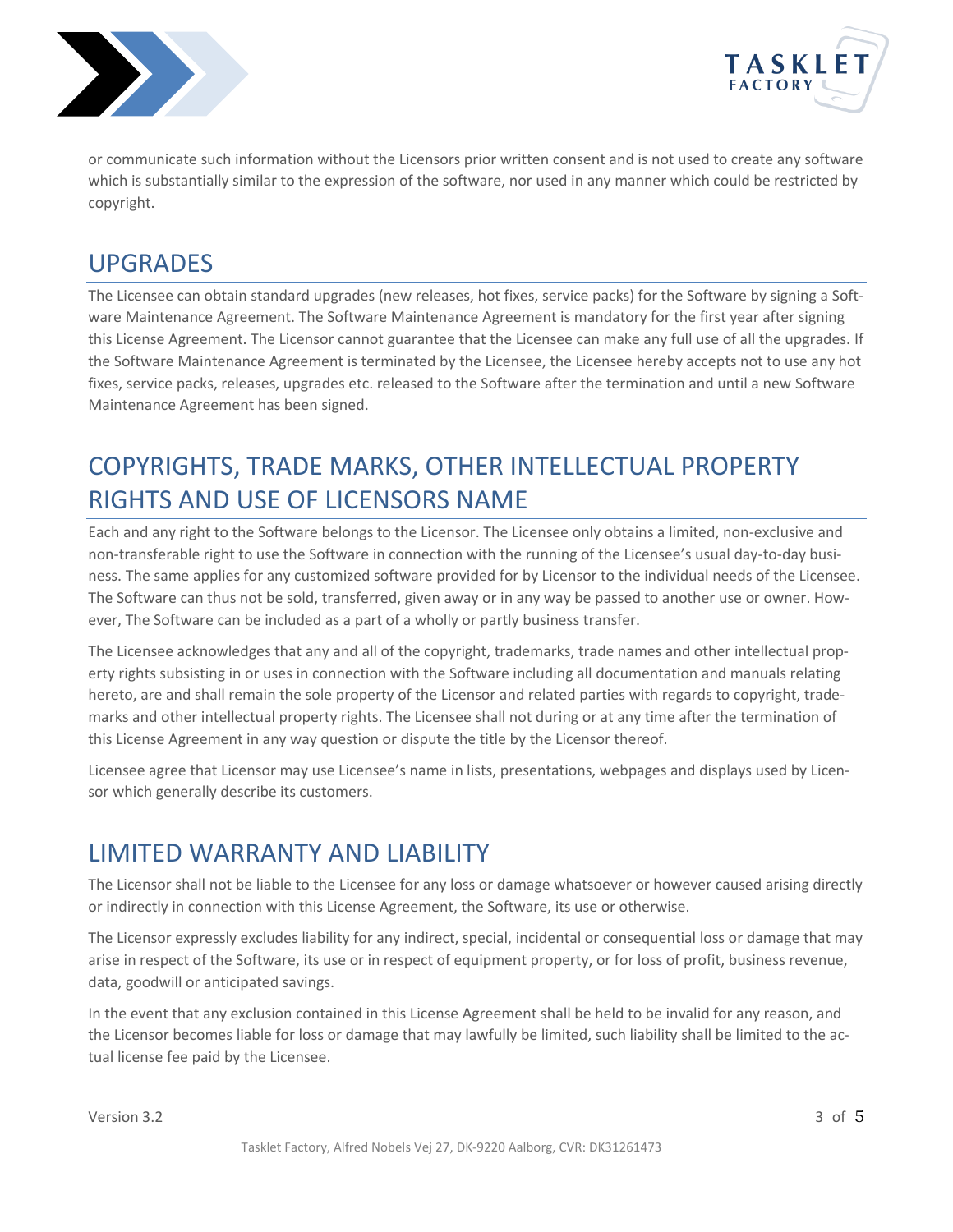or communicate such information without the Licensors prior written consent and is not used to create any software which is substantially similar to the expression of the software, nor used in any manner which could be restricted by copyright.

## UPGRADES

The Licensee can obtain standard upgrades (new releases, hot fixes, service packs) for the Software by signing a Software Maintenance Agreement. The Software Maintenance Agreement is mandatory for the first year after signing this License Agreement. The Licensor cannot guarantee that the Licensee can make any full use of all the upgrades. If the Software Maintenance Agreement is terminated by the Licensee, the Licensee hereby accepts not to use any hot fixes, service packs, releases, upgrades etc. released to the Software after the termination and until a new Software Maintenance Agreement has been signed.

## COPYRIGHTS, TRADE MARKS, OTHER INTELLECTUAL PROPERTY RIGHTS AND USE OF LICENSORS NAME

Each and any right to the Software belongs to the Licensor. The Licensee only obtains a limited, non-exclusive and non-transferable right to use the Software in connection with the running of the Licensee's usual day-to-day business. The same applies for any customized software provided for by Licensor to the individual needs of the Licensee. The Software can thus not be sold, transferred, given away or in any way be passed to another use or owner. However, The Software can be included as a part of a wholly or partly business transfer.

The Licensee acknowledges that any and all of the copyright, trademarks, trade names and other intellectual property rights subsisting in or uses in connection with the Software including all documentation and manuals relating hereto, are and shall remain the sole property of the Licensor and related parties with regards to copyright, trademarks and other intellectual property rights. The Licensee shall not during or at any time after the termination of this License Agreement in any way question or dispute the title by the Licensor thereof.

Licensee agree that Licensor may use Licensee's name in lists, presentations, webpages and displays used by Licensor which generally describe its customers.

## LIMITED WARRANTY AND LIABILITY

The Licensor shall not be liable to the Licensee for any loss or damage whatsoever or however caused arising directly or indirectly in connection with this License Agreement, the Software, its use or otherwise.

The Licensor expressly excludes liability for any indirect, special, incidental or consequential loss or damage that may arise in respect of the Software, its use or in respect of equipment property, or for loss of profit, business revenue, data, goodwill or anticipated savings.

In the event that any exclusion contained in this License Agreement shall be held to be invalid for any reason, and the Licensor becomes liable for loss or damage that may lawfully be limited, such liability shall be limited to the actual license fee paid by the Licensee.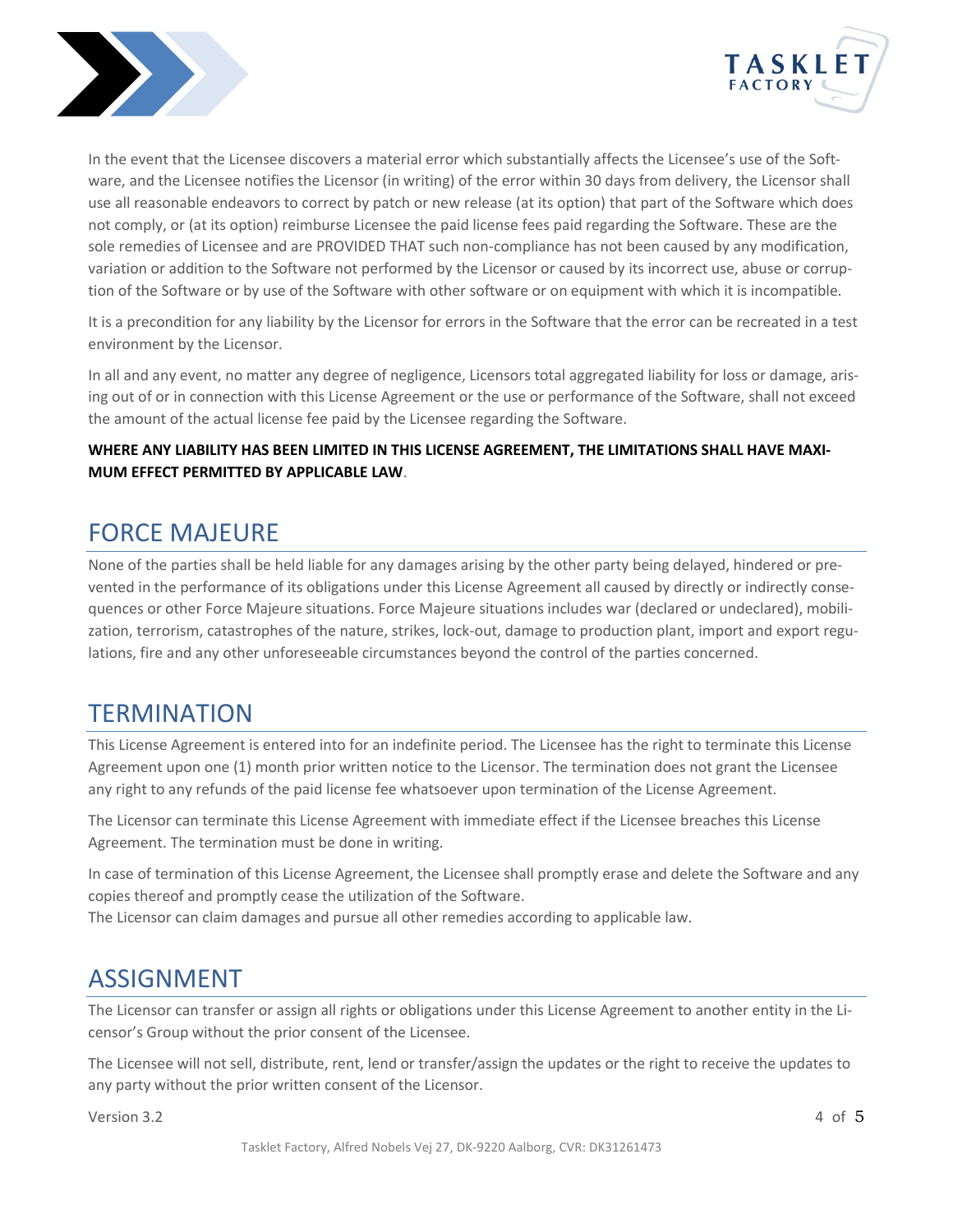In the event that the Licensee discovers a material error which substantially affects the Licensee's use of the Software, and the Licensee notifies the Licensor (in writing) of the error within 30 days from delivery, the Licensor shall use all reasonable endeavors to correct by patch or new release (at its option) that part of the Software which does not comply, or (at its option) reimburse Licensee the paid license fees paid regarding the Software. These are the sole remedies of Licensee and are PROVIDED THAT such non-compliance has not been caused by any modification, variation or addition to the Software not performed by the Licensor or caused by its incorrect use, abuse or corruption of the Software or by use of the Software with other software or on equipment with which it is incompatible.

It is a precondition for any liability by the Licensor for errors in the Software that the error can be recreated in a test environment by the Licensor.

In all and any event, no matter any degree of negligence, Licensors total aggregated liability for loss or damage, arising out of or in connection with this License Agreement or the use or performance of the Software, shall not exceed the amount of the actual license fee paid by the Licensee regarding the Software.

**WHERE ANY LIABILITY HAS BEEN LIMITED IN THIS LICENSE AGREEMENT, THE LIMITATIONS SHALL HAVE MAXIMUM EFFECT PERMITTED BY APPLICABLE LAW**.

## FORCE MAJEURE

None of the parties shall be held liable for any damages arising by the other party being delayed, hindered or prevented in the performance of its obligations under this License Agreement all caused by directly or indirectly consequences or other Force Majeure situations. Force Majeure situations includes war (declared or undeclared), mobilization, terrorism, catastrophes of the nature, strikes, lock-out, damage to production plant, import and export regulations, fire and any other unforeseeable circumstances beyond the control of the parties concerned.

## TERMINATION

This License Agreement is entered into for an indefinite period. The Licensee has the right to terminate this License Agreement upon one (1) month prior written notice to the Licensor. The termination does not grant the Licensee any right to any refunds of the paid license fee whatsoever upon termination of the License Agreement.

The Licensor can terminate this License Agreement with immediate effect if the Licensee breaches this License Agreement. The termination must be done in writing.

In case of termination of this License Agreement, the Licensee shall promptly erase and delete the Software and any copies thereof and promptly cease the utilization of the Software.
The Licensor can claim damages and pursue all other remedies according to applicable law.

## ASSIGNMENT

The Licensor can transfer or assign all rights or obligations under this License Agreement to another entity in the Licensor's Group without the prior consent of the Licensee.

The Licensee will not sell, distribute, rent, lend or transfer/assign the updates or the right to receive the updates to any party without the prior written consent of the Licensor.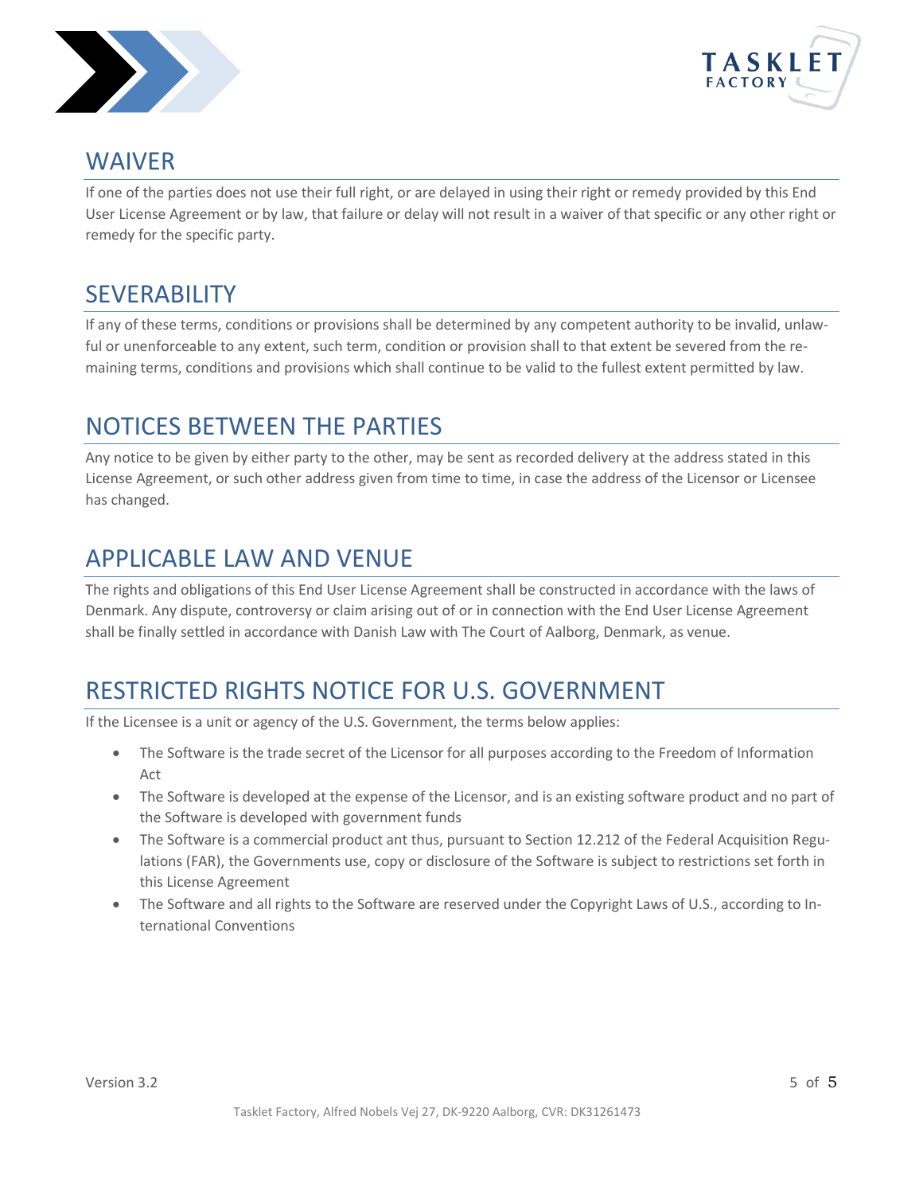## WAIVER

If one of the parties does not use their full right, or are delayed in using their right or remedy provided by this End User License Agreement or by law, that failure or delay will not result in a waiver of that specific or any other right or remedy for the specific party.

## SEVERABILITY

If any of these terms, conditions or provisions shall be determined by any competent authority to be invalid, unlawful or unenforceable to any extent, such term, condition or provision shall to that extent be severed from the remaining terms, conditions and provisions which shall continue to be valid to the fullest extent permitted by law.

## NOTICES BETWEEN THE PARTIES

Any notice to be given by either party to the other, may be sent as recorded delivery at the address stated in this License Agreement, or such other address given from time to time, in case the address of the Licensor or Licensee has changed.

## APPLICABLE LAW AND VENUE

The rights and obligations of this End User License Agreement shall be constructed in accordance with the laws of Denmark. Any dispute, controversy or claim arising out of or in connection with the End User License Agreement shall be finally settled in accordance with Danish Law with The Court of Aalborg, Denmark, as venue.

## RESTRICTED RIGHTS NOTICE FOR U.S. GOVERNMENT

If the Licensee is a unit or agency of the U.S. Government, the terms below applies:

- The Software is the trade secret of the Licensor for all purposes according to the Freedom of Information Act
- The Software is developed at the expense of the Licensor, and is an existing software product and no part of the Software is developed with government funds
- The Software is a commercial product ant thus, pursuant to Section 12.212 of the Federal Acquisition Regulations (FAR), the Governments use, copy or disclosure of the Software is subject to restrictions set forth in this License Agreement
- The Software and all rights to the Software are reserved under the Copyright Laws of U.S., according to International Conventions